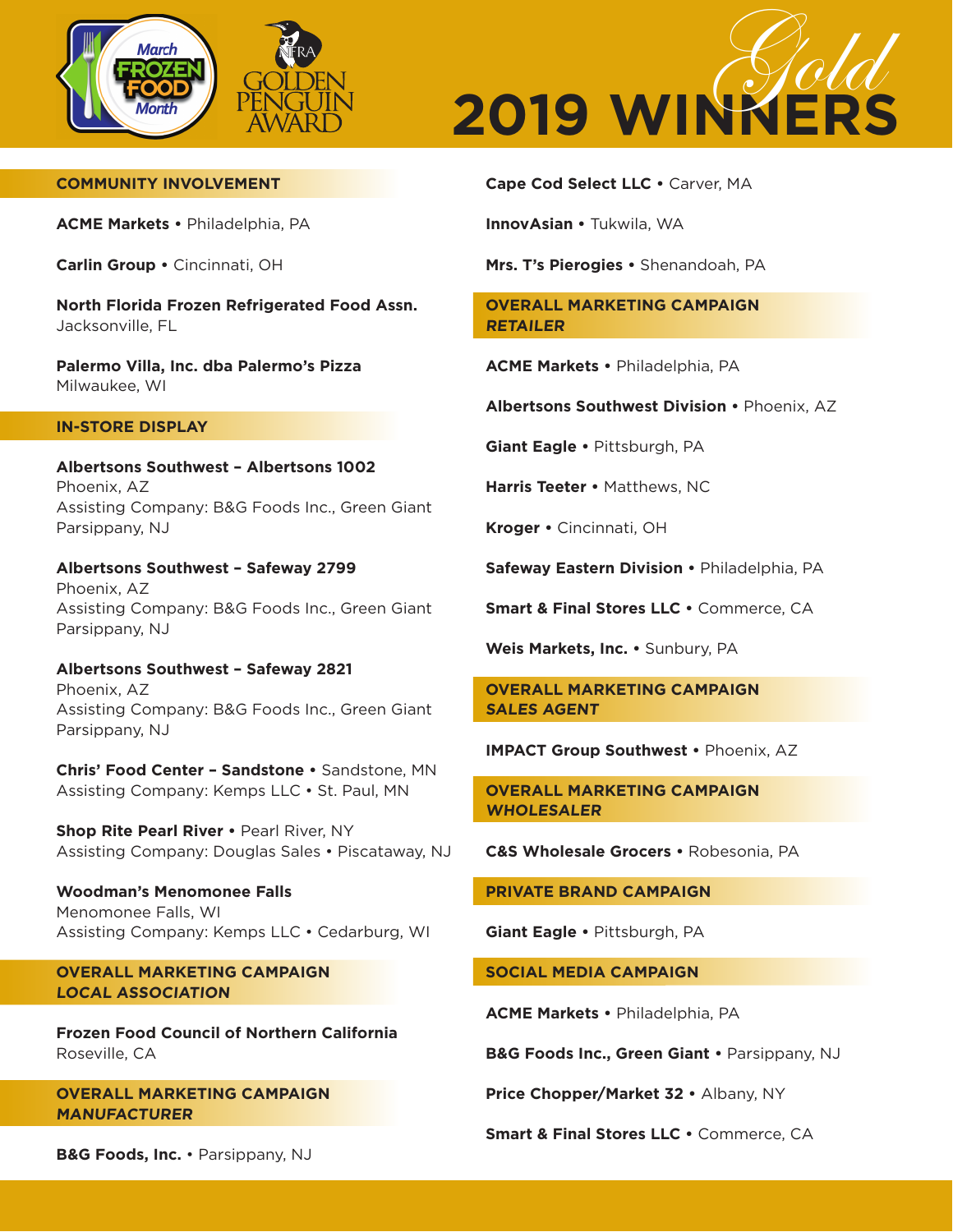March FROZEN FOOD Month

NFRA GOLDEN PENGUIN AWARD

# 2019 WINNERS Gold

## COMMUNITY INVOLVEMENT

**ACME Markets** • Philadelphia, PA

**Carlin Group** • Cincinnati, OH

**North Florida Frozen Refrigerated Food Assn.**
Jacksonville, FL

**Palermo Villa, Inc. dba Palermo's Pizza**
Milwaukee, WI

## IN-STORE DISPLAY

**Albertsons Southwest – Albertsons 1002**
Phoenix, AZ
Assisting Company: B&G Foods Inc., Green Giant
Parsippany, NJ

**Albertsons Southwest – Safeway 2799**
Phoenix, AZ
Assisting Company: B&G Foods Inc., Green Giant
Parsippany, NJ

**Albertsons Southwest – Safeway 2821**
Phoenix, AZ
Assisting Company: B&G Foods Inc., Green Giant
Parsippany, NJ

**Chris' Food Center – Sandstone** • Sandstone, MN
Assisting Company: Kemps LLC • St. Paul, MN

**Shop Rite Pearl River** • Pearl River, NY
Assisting Company: Douglas Sales • Piscataway, NJ

**Woodman's Menomonee Falls**
Menomonee Falls, WI
Assisting Company: Kemps LLC • Cedarburg, WI

## OVERALL MARKETING CAMPAIGN *LOCAL ASSOCIATION*

**Frozen Food Council of Northern California**
Roseville, CA

## OVERALL MARKETING CAMPAIGN *MANUFACTURER*

**B&G Foods, Inc.** • Parsippany, NJ

**Cape Cod Select LLC** • Carver, MA

**InnovAsian** • Tukwila, WA

**Mrs. T's Pierogies** • Shenandoah, PA

## OVERALL MARKETING CAMPAIGN *RETAILER*

**ACME Markets** • Philadelphia, PA

**Albertsons Southwest Division** • Phoenix, AZ

**Giant Eagle** • Pittsburgh, PA

**Harris Teeter** • Matthews, NC

**Kroger** • Cincinnati, OH

**Safeway Eastern Division** • Philadelphia, PA

**Smart & Final Stores LLC** • Commerce, CA

**Weis Markets, Inc.** • Sunbury, PA

## OVERALL MARKETING CAMPAIGN *SALES AGENT*

**IMPACT Group Southwest** • Phoenix, AZ

## OVERALL MARKETING CAMPAIGN *WHOLESALER*

**C&S Wholesale Grocers** • Robesonia, PA

## PRIVATE BRAND CAMPAIGN

**Giant Eagle** • Pittsburgh, PA

## SOCIAL MEDIA CAMPAIGN

**ACME Markets** • Philadelphia, PA

**B&G Foods Inc., Green Giant** • Parsippany, NJ

**Price Chopper/Market 32** • Albany, NY

**Smart & Final Stores LLC** • Commerce, CA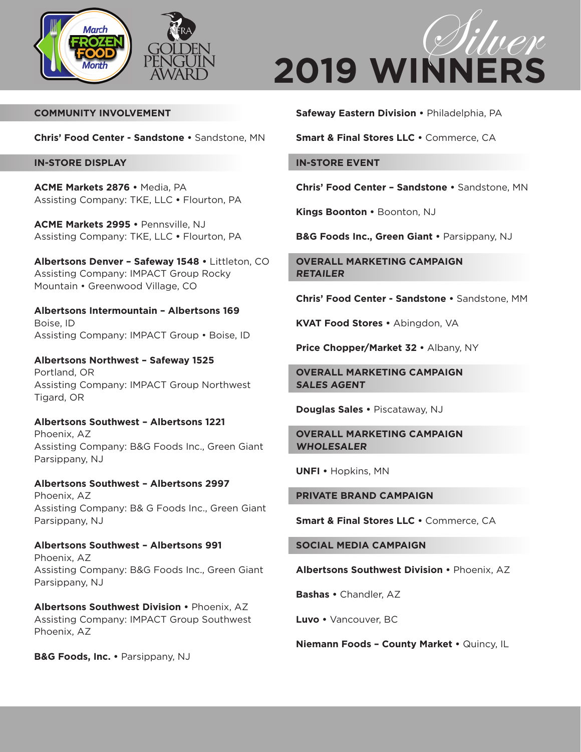# Silver 2019 WINNERS

March Frozen Food Month — Golden Penguin Award

## COMMUNITY INVOLVEMENT

**Chris' Food Center - Sandstone** • Sandstone, MN

## IN-STORE DISPLAY

**ACME Markets 2876** • Media, PA
Assisting Company: TKE, LLC • Flourton, PA

**ACME Markets 2995** • Pennsville, NJ
Assisting Company: TKE, LLC • Flourton, PA

**Albertsons Denver – Safeway 1548** • Littleton, CO
Assisting Company: IMPACT Group Rocky Mountain • Greenwood Village, CO

**Albertsons Intermountain – Albertsons 169**
Boise, ID
Assisting Company: IMPACT Group • Boise, ID

**Albertsons Northwest – Safeway 1525**
Portland, OR
Assisting Company: IMPACT Group Northwest
Tigard, OR

**Albertsons Southwest – Albertsons 1221**
Phoenix, AZ
Assisting Company: B&G Foods Inc., Green Giant
Parsippany, NJ

**Albertsons Southwest – Albertsons 2997**
Phoenix, AZ
Assisting Company: B& G Foods Inc., Green Giant
Parsippany, NJ

**Albertsons Southwest – Albertsons 991**
Phoenix, AZ
Assisting Company: B&G Foods Inc., Green Giant
Parsippany, NJ

**Albertsons Southwest Division** • Phoenix, AZ
Assisting Company: IMPACT Group Southwest
Phoenix, AZ

**B&G Foods, Inc.** • Parsippany, NJ

**Safeway Eastern Division** • Philadelphia, PA

**Smart & Final Stores LLC** • Commerce, CA

## IN-STORE EVENT

**Chris' Food Center – Sandstone** • Sandstone, MN

**Kings Boonton** • Boonton, NJ

**B&G Foods Inc., Green Giant** • Parsippany, NJ

## OVERALL MARKETING CAMPAIGN *RETAILER*

**Chris' Food Center - Sandstone** • Sandstone, MM

**KVAT Food Stores** • Abingdon, VA

**Price Chopper/Market 32** • Albany, NY

## OVERALL MARKETING CAMPAIGN *SALES AGENT*

**Douglas Sales** • Piscataway, NJ

## OVERALL MARKETING CAMPAIGN *WHOLESALER*

**UNFI** • Hopkins, MN

## PRIVATE BRAND CAMPAIGN

**Smart & Final Stores LLC** • Commerce, CA

## SOCIAL MEDIA CAMPAIGN

**Albertsons Southwest Division** • Phoenix, AZ

**Bashas** • Chandler, AZ

**Luvo** • Vancouver, BC

**Niemann Foods – County Market** • Quincy, IL